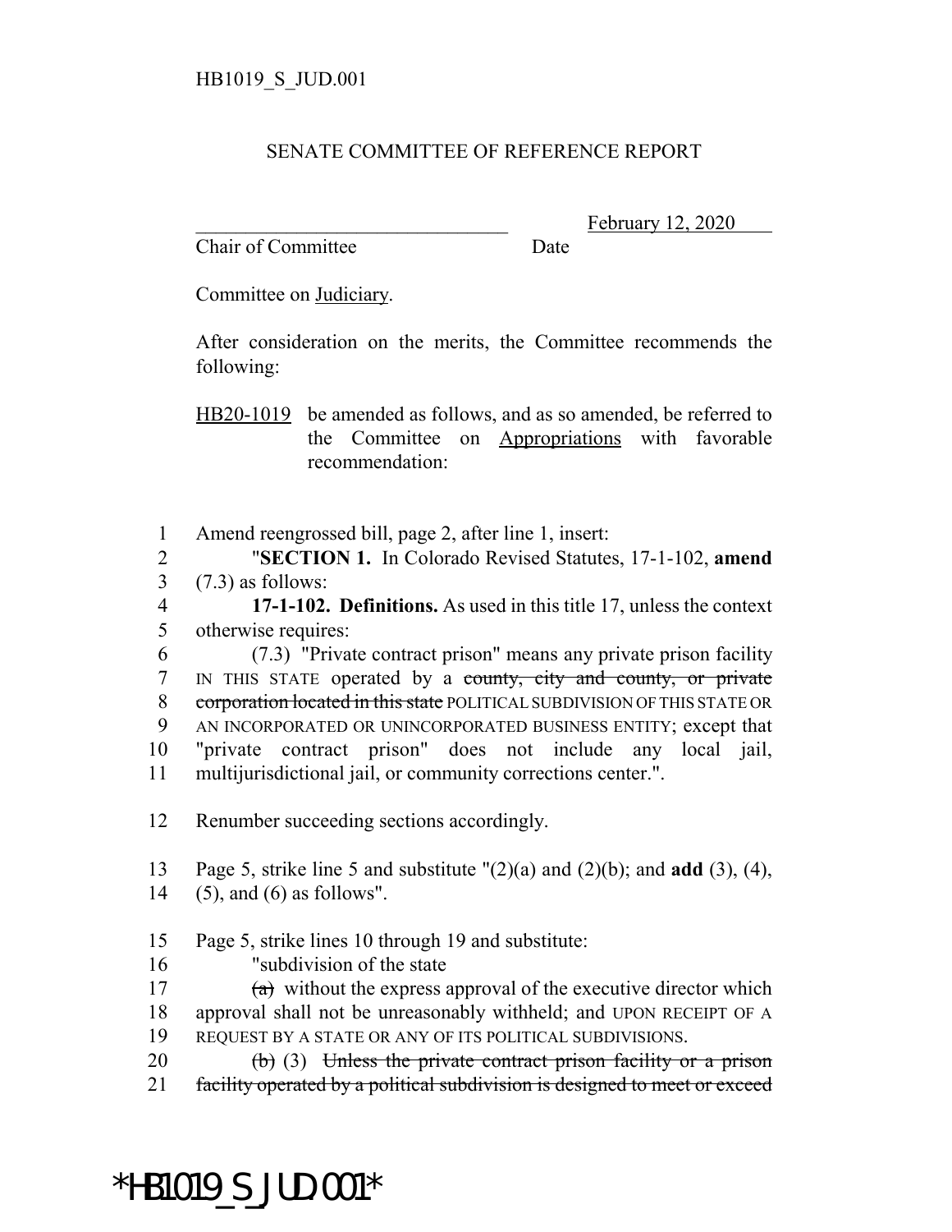HB1019_S_JUD.001

SENATE COMMITTEE OF REFERENCE REPORT

_________________________________ February 12, 2020
Chair of Committee Date

Committee on Judiciary.

After consideration on the merits, the Committee recommends the following:

HB20-1019 be amended as follows, and as so amended, be referred to the Committee on Appropriations with favorable recommendation:

1 Amend reengrossed bill, page 2, after line 1, insert:
2 "**SECTION 1.** In Colorado Revised Statutes, 17-1-102, **amend**
3 (7.3) as follows:
4 **17-1-102. Definitions.** As used in this title 17, unless the context
5 otherwise requires:
6 (7.3) "Private contract prison" means any private prison facility
7 IN THIS STATE operated by a ~~county, city and county, or private~~
8 ~~corporation located in this state~~ POLITICAL SUBDIVISION OF THIS STATE OR
9 AN INCORPORATED OR UNINCORPORATED BUSINESS ENTITY; except that
10 "private contract prison" does not include any local jail,
11 multijurisdictional jail, or community corrections center.".

12 Renumber succeeding sections accordingly.

13 Page 5, strike line 5 and substitute "(2)(a) and (2)(b); and **add** (3), (4),
14 (5), and (6) as follows".

15 Page 5, strike lines 10 through 19 and substitute:
16 "subdivision of the state
17 ~~(a)~~ without the express approval of the executive director which
18 approval shall not be unreasonably withheld; and UPON RECEIPT OF A
19 REQUEST BY A STATE OR ANY OF ITS POLITICAL SUBDIVISIONS.
20 ~~(b)~~ (3) ~~Unless the private contract prison facility or a prison~~
21 ~~facility operated by a political subdivision is designed to meet or exceed~~

*HB1019_S_JUD.001*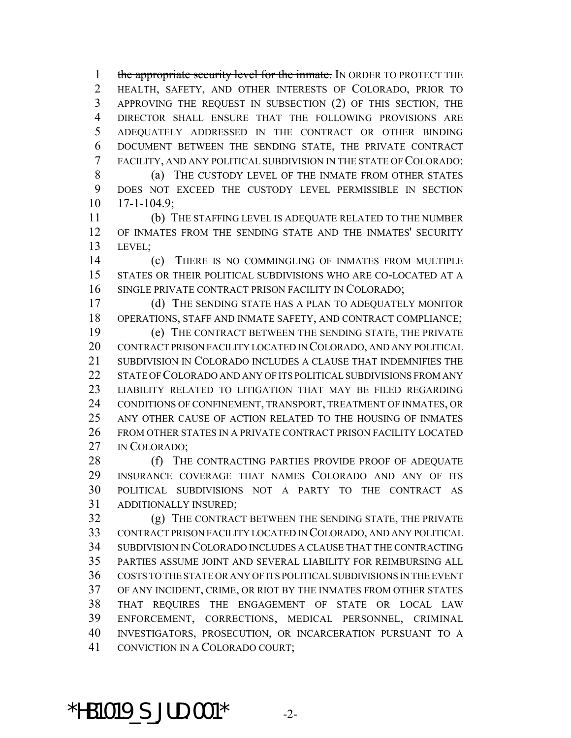~~the appropriate security level for the inmate.~~ IN ORDER TO PROTECT THE HEALTH, SAFETY, AND OTHER INTERESTS OF COLORADO, PRIOR TO APPROVING THE REQUEST IN SUBSECTION (2) OF THIS SECTION, THE DIRECTOR SHALL ENSURE THAT THE FOLLOWING PROVISIONS ARE ADEQUATELY ADDRESSED IN THE CONTRACT OR OTHER BINDING DOCUMENT BETWEEN THE SENDING STATE, THE PRIVATE CONTRACT FACILITY, AND ANY POLITICAL SUBDIVISION IN THE STATE OF COLORADO:

(a) THE CUSTODY LEVEL OF THE INMATE FROM OTHER STATES DOES NOT EXCEED THE CUSTODY LEVEL PERMISSIBLE IN SECTION 17-1-104.9;

(b) THE STAFFING LEVEL IS ADEQUATE RELATED TO THE NUMBER OF INMATES FROM THE SENDING STATE AND THE INMATES' SECURITY LEVEL;

(c) THERE IS NO COMMINGLING OF INMATES FROM MULTIPLE STATES OR THEIR POLITICAL SUBDIVISIONS WHO ARE CO-LOCATED AT A SINGLE PRIVATE CONTRACT PRISON FACILITY IN COLORADO;

(d) THE SENDING STATE HAS A PLAN TO ADEQUATELY MONITOR OPERATIONS, STAFF AND INMATE SAFETY, AND CONTRACT COMPLIANCE;

(e) THE CONTRACT BETWEEN THE SENDING STATE, THE PRIVATE CONTRACT PRISON FACILITY LOCATED IN COLORADO, AND ANY POLITICAL SUBDIVISION IN COLORADO INCLUDES A CLAUSE THAT INDEMNIFIES THE STATE OF COLORADO AND ANY OF ITS POLITICAL SUBDIVISIONS FROM ANY LIABILITY RELATED TO LITIGATION THAT MAY BE FILED REGARDING CONDITIONS OF CONFINEMENT, TRANSPORT, TREATMENT OF INMATES, OR ANY OTHER CAUSE OF ACTION RELATED TO THE HOUSING OF INMATES FROM OTHER STATES IN A PRIVATE CONTRACT PRISON FACILITY LOCATED IN COLORADO;

(f) THE CONTRACTING PARTIES PROVIDE PROOF OF ADEQUATE INSURANCE COVERAGE THAT NAMES COLORADO AND ANY OF ITS POLITICAL SUBDIVISIONS NOT A PARTY TO THE CONTRACT AS ADDITIONALLY INSURED;

(g) THE CONTRACT BETWEEN THE SENDING STATE, THE PRIVATE CONTRACT PRISON FACILITY LOCATED IN COLORADO, AND ANY POLITICAL SUBDIVISION IN COLORADO INCLUDES A CLAUSE THAT THE CONTRACTING PARTIES ASSUME JOINT AND SEVERAL LIABILITY FOR REIMBURSING ALL COSTS TO THE STATE OR ANY OF ITS POLITICAL SUBDIVISIONS IN THE EVENT OF ANY INCIDENT, CRIME, OR RIOT BY THE INMATES FROM OTHER STATES THAT REQUIRES THE ENGAGEMENT OF STATE OR LOCAL LAW ENFORCEMENT, CORRECTIONS, MEDICAL PERSONNEL, CRIMINAL INVESTIGATORS, PROSECUTION, OR INCARCERATION PURSUANT TO A CONVICTION IN A COLORADO COURT;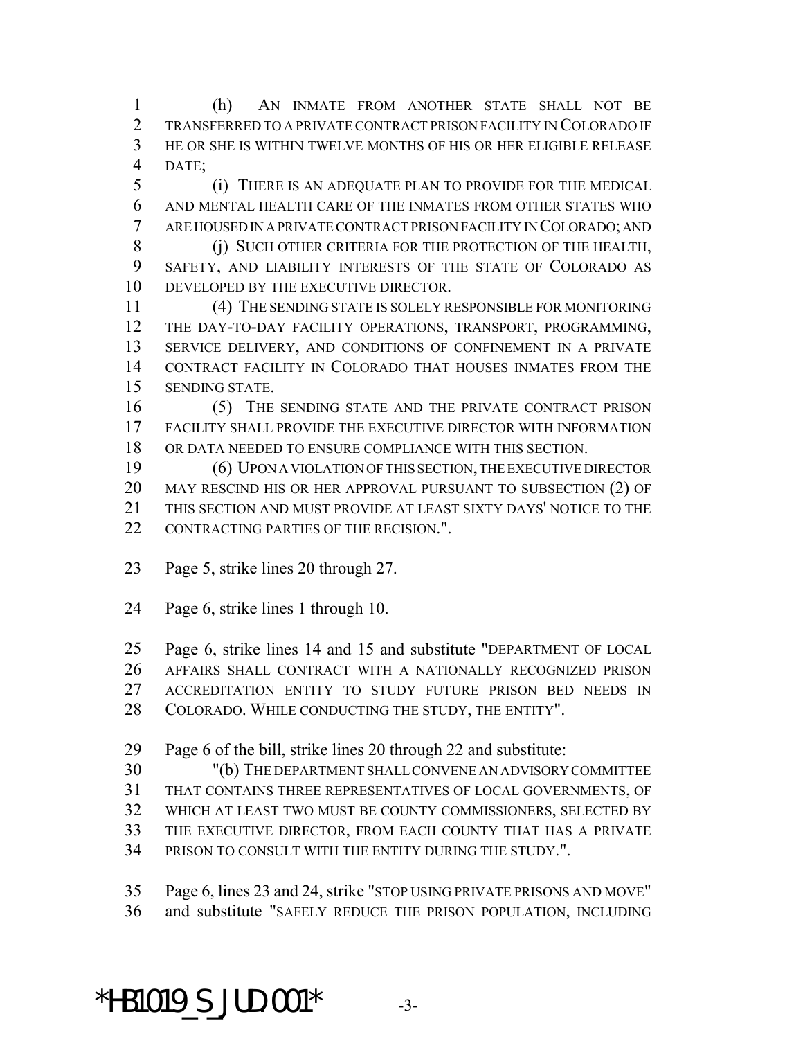(h) AN INMATE FROM ANOTHER STATE SHALL NOT BE TRANSFERRED TO A PRIVATE CONTRACT PRISON FACILITY IN COLORADO IF HE OR SHE IS WITHIN TWELVE MONTHS OF HIS OR HER ELIGIBLE RELEASE DATE;

(i) THERE IS AN ADEQUATE PLAN TO PROVIDE FOR THE MEDICAL AND MENTAL HEALTH CARE OF THE INMATES FROM OTHER STATES WHO ARE HOUSED IN A PRIVATE CONTRACT PRISON FACILITY IN COLORADO; AND

(j) SUCH OTHER CRITERIA FOR THE PROTECTION OF THE HEALTH, SAFETY, AND LIABILITY INTERESTS OF THE STATE OF COLORADO AS DEVELOPED BY THE EXECUTIVE DIRECTOR.

(4) THE SENDING STATE IS SOLELY RESPONSIBLE FOR MONITORING THE DAY-TO-DAY FACILITY OPERATIONS, TRANSPORT, PROGRAMMING, SERVICE DELIVERY, AND CONDITIONS OF CONFINEMENT IN A PRIVATE CONTRACT FACILITY IN COLORADO THAT HOUSES INMATES FROM THE SENDING STATE.

(5) THE SENDING STATE AND THE PRIVATE CONTRACT PRISON FACILITY SHALL PROVIDE THE EXECUTIVE DIRECTOR WITH INFORMATION OR DATA NEEDED TO ENSURE COMPLIANCE WITH THIS SECTION.

(6) UPON A VIOLATION OF THIS SECTION, THE EXECUTIVE DIRECTOR MAY RESCIND HIS OR HER APPROVAL PURSUANT TO SUBSECTION (2) OF THIS SECTION AND MUST PROVIDE AT LEAST SIXTY DAYS' NOTICE TO THE CONTRACTING PARTIES OF THE RECISION.".

Page 5, strike lines 20 through 27.

Page 6, strike lines 1 through 10.

Page 6, strike lines 14 and 15 and substitute "DEPARTMENT OF LOCAL AFFAIRS SHALL CONTRACT WITH A NATIONALLY RECOGNIZED PRISON ACCREDITATION ENTITY TO STUDY FUTURE PRISON BED NEEDS IN COLORADO. WHILE CONDUCTING THE STUDY, THE ENTITY".

Page 6 of the bill, strike lines 20 through 22 and substitute:

"(b) THE DEPARTMENT SHALL CONVENE AN ADVISORY COMMITTEE THAT CONTAINS THREE REPRESENTATIVES OF LOCAL GOVERNMENTS, OF WHICH AT LEAST TWO MUST BE COUNTY COMMISSIONERS, SELECTED BY THE EXECUTIVE DIRECTOR, FROM EACH COUNTY THAT HAS A PRIVATE PRISON TO CONSULT WITH THE ENTITY DURING THE STUDY.".

Page 6, lines 23 and 24, strike "STOP USING PRIVATE PRISONS AND MOVE" and substitute "SAFELY REDUCE THE PRISON POPULATION, INCLUDING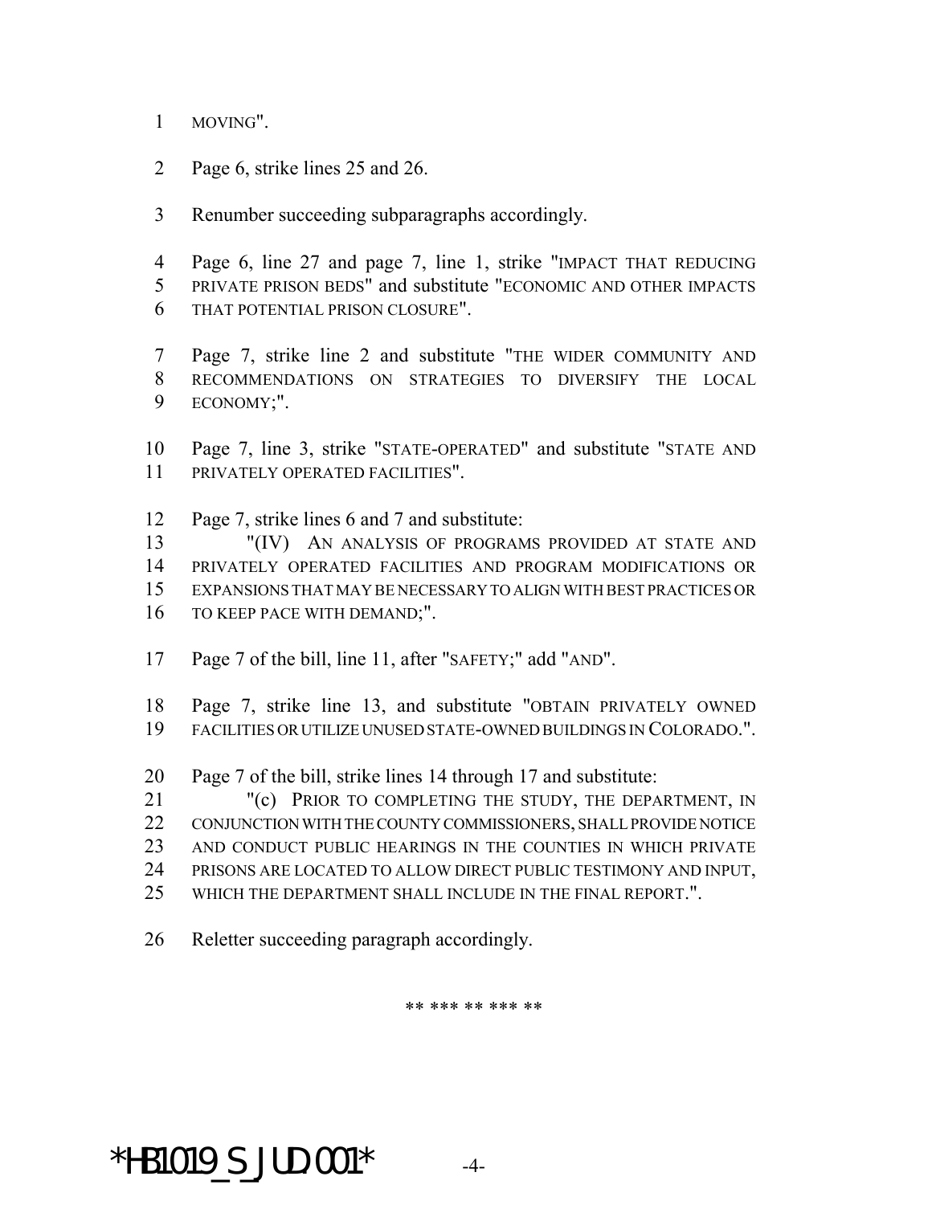MOVING".

Page 6, strike lines 25 and 26.

Renumber succeeding subparagraphs accordingly.

Page 6, line 27 and page 7, line 1, strike "IMPACT THAT REDUCING PRIVATE PRISON BEDS" and substitute "ECONOMIC AND OTHER IMPACTS THAT POTENTIAL PRISON CLOSURE".

Page 7, strike line 2 and substitute "THE WIDER COMMUNITY AND RECOMMENDATIONS ON STRATEGIES TO DIVERSIFY THE LOCAL ECONOMY;".

Page 7, line 3, strike "STATE-OPERATED" and substitute "STATE AND PRIVATELY OPERATED FACILITIES".

Page 7, strike lines 6 and 7 and substitute:

"(IV) AN ANALYSIS OF PROGRAMS PROVIDED AT STATE AND PRIVATELY OPERATED FACILITIES AND PROGRAM MODIFICATIONS OR EXPANSIONS THAT MAY BE NECESSARY TO ALIGN WITH BEST PRACTICES OR TO KEEP PACE WITH DEMAND;".

Page 7 of the bill, line 11, after "SAFETY;" add "AND".

Page 7, strike line 13, and substitute "OBTAIN PRIVATELY OWNED FACILITIES OR UTILIZE UNUSED STATE-OWNED BUILDINGS IN COLORADO.".

Page 7 of the bill, strike lines 14 through 17 and substitute:

"(c) PRIOR TO COMPLETING THE STUDY, THE DEPARTMENT, IN CONJUNCTION WITH THE COUNTY COMMISSIONERS, SHALL PROVIDE NOTICE AND CONDUCT PUBLIC HEARINGS IN THE COUNTIES IN WHICH PRIVATE PRISONS ARE LOCATED TO ALLOW DIRECT PUBLIC TESTIMONY AND INPUT, WHICH THE DEPARTMENT SHALL INCLUDE IN THE FINAL REPORT.".

Reletter succeeding paragraph accordingly.

** *** ** *** **

*HB1019_S_JUD.001*